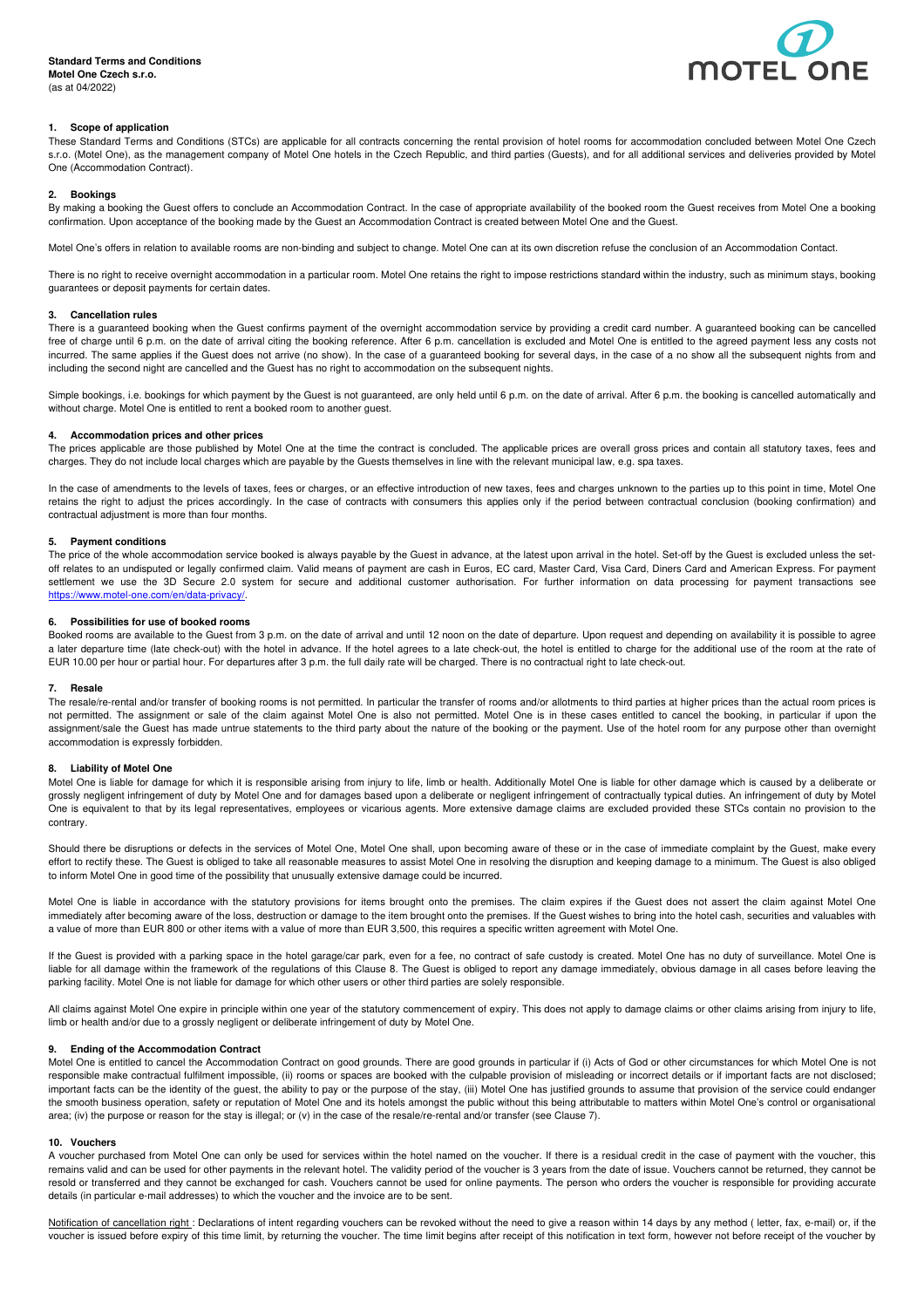**Standard Terms and Conditions**
**Motel One Czech s.r.o.**
(as at 04/2022)

## 1. Scope of application

These Standard Terms and Conditions (STCs) are applicable for all contracts concerning the rental provision of hotel rooms for accommodation concluded between Motel One Czech s.r.o. (Motel One), as the management company of Motel One hotels in the Czech Republic, and third parties (Guests), and for all additional services and deliveries provided by Motel One (Accommodation Contract).

## 2. Bookings

By making a booking the Guest offers to conclude an Accommodation Contract. In the case of appropriate availability of the booked room the Guest receives from Motel One a booking confirmation. Upon acceptance of the booking made by the Guest an Accommodation Contract is created between Motel One and the Guest.

Motel One's offers in relation to available rooms are non-binding and subject to change. Motel One can at its own discretion refuse the conclusion of an Accommodation Contact.

There is no right to receive overnight accommodation in a particular room. Motel One retains the right to impose restrictions standard within the industry, such as minimum stays, booking guarantees or deposit payments for certain dates.

## 3. Cancellation rules

There is a guaranteed booking when the Guest confirms payment of the overnight accommodation service by providing a credit card number. A guaranteed booking can be cancelled free of charge until 6 p.m. on the date of arrival citing the booking reference. After 6 p.m. cancellation is excluded and Motel One is entitled to the agreed payment less any costs not incurred. The same applies if the Guest does not arrive (no show). In the case of a guaranteed booking for several days, in the case of a no show all the subsequent nights from and including the second night are cancelled and the Guest has no right to accommodation on the subsequent nights.

Simple bookings, i.e. bookings for which payment by the Guest is not guaranteed, are only held until 6 p.m. on the date of arrival. After 6 p.m. the booking is cancelled automatically and without charge. Motel One is entitled to rent a booked room to another guest.

## 4. Accommodation prices and other prices

The prices applicable are those published by Motel One at the time the contract is concluded. The applicable prices are overall gross prices and contain all statutory taxes, fees and charges. They do not include local charges which are payable by the Guests themselves in line with the relevant municipal law, e.g. spa taxes.

In the case of amendments to the levels of taxes, fees or charges, or an effective introduction of new taxes, fees and charges unknown to the parties up to this point in time, Motel One retains the right to adjust the prices accordingly. In the case of contracts with consumers this applies only if the period between contractual conclusion (booking confirmation) and contractual adjustment is more than four months.

## 5. Payment conditions

The price of the whole accommodation service booked is always payable by the Guest in advance, at the latest upon arrival in the hotel. Set-off by the Guest is excluded unless the set-off relates to an undisputed or legally confirmed claim. Valid means of payment are cash in Euros, EC card, Master Card, Visa Card, Diners Card and American Express. For payment settlement we use the 3D Secure 2.0 system for secure and additional customer authorisation. For further information on data processing for payment transactions see https://www.motel-one.com/en/data-privacy/.

## 6. Possibilities for use of booked rooms

Booked rooms are available to the Guest from 3 p.m. on the date of arrival and until 12 noon on the date of departure. Upon request and depending on availability it is possible to agree a later departure time (late check-out) with the hotel in advance. If the hotel agrees to a late check-out, the hotel is entitled to charge for the additional use of the room at the rate of EUR 10.00 per hour or partial hour. For departures after 3 p.m. the full daily rate will be charged. There is no contractual right to late check-out.

## 7. Resale

The resale/re-rental and/or transfer of booking rooms is not permitted. In particular the transfer of rooms and/or allotments to third parties at higher prices than the actual room prices is not permitted. The assignment or sale of the claim against Motel One is also not permitted. Motel One is in these cases entitled to cancel the booking, in particular if upon the assignment/sale the Guest has made untrue statements to the third party about the nature of the booking or the payment. Use of the hotel room for any purpose other than overnight accommodation is expressly forbidden.

## 8. Liability of Motel One

Motel One is liable for damage for which it is responsible arising from injury to life, limb or health. Additionally Motel One is liable for other damage which is caused by a deliberate or grossly negligent infringement of duty by Motel One and for damages based upon a deliberate or negligent infringement of contractually typical duties. An infringement of duty by Motel One is equivalent to that by its legal representatives, employees or vicarious agents. More extensive damage claims are excluded provided these STCs contain no provision to the contrary.

Should there be disruptions or defects in the services of Motel One, Motel One shall, upon becoming aware of these or in the case of immediate complaint by the Guest, make every effort to rectify these. The Guest is obliged to take all reasonable measures to assist Motel One in resolving the disruption and keeping damage to a minimum. The Guest is also obliged to inform Motel One in good time of the possibility that unusually extensive damage could be incurred.

Motel One is liable in accordance with the statutory provisions for items brought onto the premises. The claim expires if the Guest does not assert the claim against Motel One immediately after becoming aware of the loss, destruction or damage to the item brought onto the premises. If the Guest wishes to bring into the hotel cash, securities and valuables with a value of more than EUR 800 or other items with a value of more than EUR 3,500, this requires a specific written agreement with Motel One.

If the Guest is provided with a parking space in the hotel garage/car park, even for a fee, no contract of safe custody is created. Motel One has no duty of surveillance. Motel One is liable for all damage within the framework of the regulations of this Clause 8. The Guest is obliged to report any damage immediately, obvious damage in all cases before leaving the parking facility. Motel One is not liable for damage for which other users or other third parties are solely responsible.

All claims against Motel One expire in principle within one year of the statutory commencement of expiry. This does not apply to damage claims or other claims arising from injury to life, limb or health and/or due to a grossly negligent or deliberate infringement of duty by Motel One.

## 9. Ending of the Accommodation Contract

Motel One is entitled to cancel the Accommodation Contract on good grounds. There are good grounds in particular if (i) Acts of God or other circumstances for which Motel One is not responsible make contractual fulfilment impossible, (ii) rooms or spaces are booked with the culpable provision of misleading or incorrect details or if important facts are not disclosed; important facts can be the identity of the guest, the ability to pay or the purpose of the stay, (iii) Motel One has justified grounds to assume that provision of the service could endanger the smooth business operation, safety or reputation of Motel One and its hotels amongst the public without this being attributable to matters within Motel One's control or organisational area; (iv) the purpose or reason for the stay is illegal; or (v) in the case of the resale/re-rental and/or transfer (see Clause 7).

## 10. Vouchers

A voucher purchased from Motel One can only be used for services within the hotel named on the voucher. If there is a residual credit in the case of payment with the voucher, this remains valid and can be used for other payments in the relevant hotel. The validity period of the voucher is 3 years from the date of issue. Vouchers cannot be returned, they cannot be resold or transferred and they cannot be exchanged for cash. Vouchers cannot be used for online payments. The person who orders the voucher is responsible for providing accurate details (in particular e-mail addresses) to which the voucher and the invoice are to be sent.

Notification of cancellation right : Declarations of intent regarding vouchers can be revoked without the need to give a reason within 14 days by any method ( letter, fax, e-mail) or, if the voucher is issued before expiry of this time limit, by returning the voucher. The time limit begins after receipt of this notification in text form, however not before receipt of the voucher by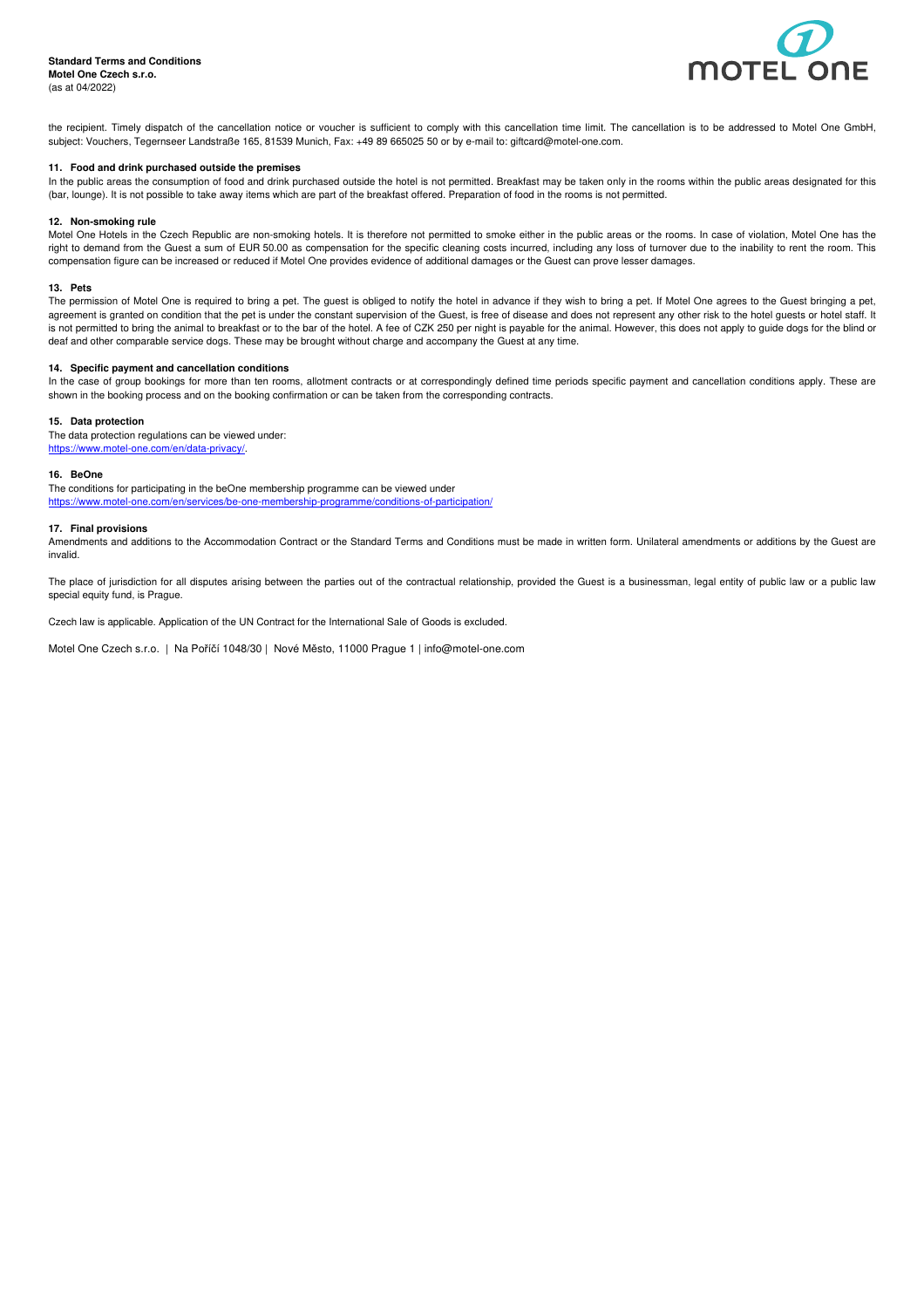the recipient. Timely dispatch of the cancellation notice or voucher is sufficient to comply with this cancellation time limit. The cancellation is to be addressed to Motel One GmbH, subject: Vouchers, Tegernseer Landstraße 165, 81539 Munich, Fax: +49 89 665025 50 or by e-mail to: giftcard@motel-one.com.

**11. Food and drink purchased outside the premises**

In the public areas the consumption of food and drink purchased outside the hotel is not permitted. Breakfast may be taken only in the rooms within the public areas designated for this (bar, lounge). It is not possible to take away items which are part of the breakfast offered. Preparation of food in the rooms is not permitted.

**12. Non-smoking rule**

Motel One Hotels in the Czech Republic are non-smoking hotels. It is therefore not permitted to smoke either in the public areas or the rooms. In case of violation, Motel One has the right to demand from the Guest a sum of EUR 50.00 as compensation for the specific cleaning costs incurred, including any loss of turnover due to the inability to rent the room. This compensation figure can be increased or reduced if Motel One provides evidence of additional damages or the Guest can prove lesser damages.

**13. Pets**

The permission of Motel One is required to bring a pet. The guest is obliged to notify the hotel in advance if they wish to bring a pet. If Motel One agrees to the Guest bringing a pet, agreement is granted on condition that the pet is under the constant supervision of the Guest, is free of disease and does not represent any other risk to the hotel guests or hotel staff. It is not permitted to bring the animal to breakfast or to the bar of the hotel. A fee of CZK 250 per night is payable for the animal. However, this does not apply to guide dogs for the blind or deaf and other comparable service dogs. These may be brought without charge and accompany the Guest at any time.

**14. Specific payment and cancellation conditions**

In the case of group bookings for more than ten rooms, allotment contracts or at correspondingly defined time periods specific payment and cancellation conditions apply. These are shown in the booking process and on the booking confirmation or can be taken from the corresponding contracts.

**15. Data protection**

The data protection regulations can be viewed under:
https://www.motel-one.com/en/data-privacy/.

**16. BeOne**

The conditions for participating in the beOne membership programme can be viewed under
https://www.motel-one.com/en/services/be-one-membership-programme/conditions-of-participation/

**17. Final provisions**

Amendments and additions to the Accommodation Contract or the Standard Terms and Conditions must be made in written form. Unilateral amendments or additions by the Guest are invalid.

The place of jurisdiction for all disputes arising between the parties out of the contractual relationship, provided the Guest is a businessman, legal entity of public law or a public law special equity fund, is Prague.

Czech law is applicable. Application of the UN Contract for the International Sale of Goods is excluded.

Motel One Czech s.r.o. | Na Poříčí 1048/30 | Nové Město, 11000 Prague 1 | info@motel-one.com